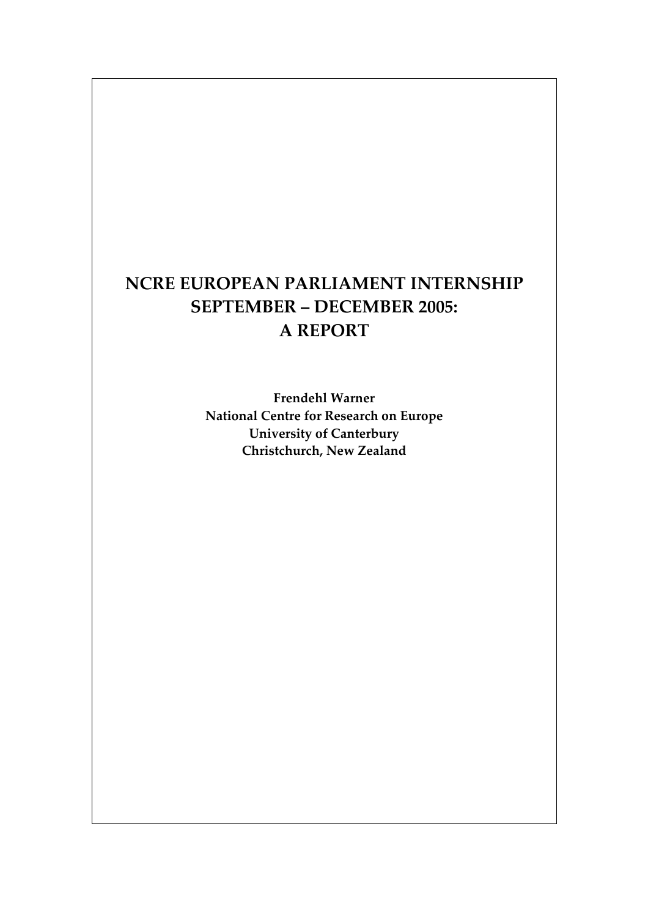# NCRE EUROPEAN PARLIAMENT INTERNSHIP SEPTEMBER – DECEMBER 2005: A REPORT

**Frendehl Warner**
**National Centre for Research on Europe**
**University of Canterbury**
**Christchurch, New Zealand**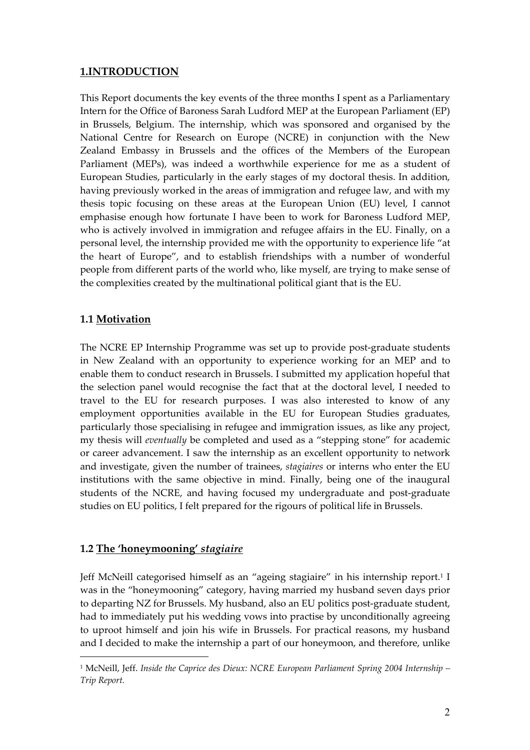## **1.INTRODUCTION**

This Report documents the key events of the three months I spent as a Parliamentary Intern for the Office of Baroness Sarah Ludford MEP at the European Parliament (EP) in Brussels, Belgium. The internship, which was sponsored and organised by the National Centre for Research on Europe (NCRE) in conjunction with the New Zealand Embassy in Brussels and the offices of the Members of the European Parliament (MEPs), was indeed a worthwhile experience for me as a student of European Studies, particularly in the early stages of my doctoral thesis. In addition, having previously worked in the areas of immigration and refugee law, and with my thesis topic focusing on these areas at the European Union (EU) level, I cannot emphasise enough how fortunate I have been to work for Baroness Ludford MEP, who is actively involved in immigration and refugee affairs in the EU. Finally, on a personal level, the internship provided me with the opportunity to experience life "at the heart of Europe", and to establish friendships with a number of wonderful people from different parts of the world who, like myself, are trying to make sense of the complexities created by the multinational political giant that is the EU.

### **1.1 Motivation**

The NCRE EP Internship Programme was set up to provide post-graduate students in New Zealand with an opportunity to experience working for an MEP and to enable them to conduct research in Brussels. I submitted my application hopeful that the selection panel would recognise the fact that at the doctoral level, I needed to travel to the EU for research purposes. I was also interested to know of any employment opportunities available in the EU for European Studies graduates, particularly those specialising in refugee and immigration issues, as like any project, my thesis will *eventually* be completed and used as a "stepping stone" for academic or career advancement. I saw the internship as an excellent opportunity to network and investigate, given the number of trainees, *stagiaires* or interns who enter the EU institutions with the same objective in mind. Finally, being one of the inaugural students of the NCRE, and having focused my undergraduate and post-graduate studies on EU politics, I felt prepared for the rigours of political life in Brussels.

### **1.2 The 'honeymooning' *stagiaire***

Jeff McNeill categorised himself as an "ageing stagiaire" in his internship report.[1] I was in the "honeymooning" category, having married my husband seven days prior to departing NZ for Brussels. My husband, also an EU politics post-graduate student, had to immediately put his wedding vows into practise by unconditionally agreeing to uproot himself and join his wife in Brussels. For practical reasons, my husband and I decided to make the internship a part of our honeymoon, and therefore, unlike

[1] McNeill, Jeff. *Inside the Caprice des Dieux: NCRE European Parliament Spring 2004 Internship – Trip Report.*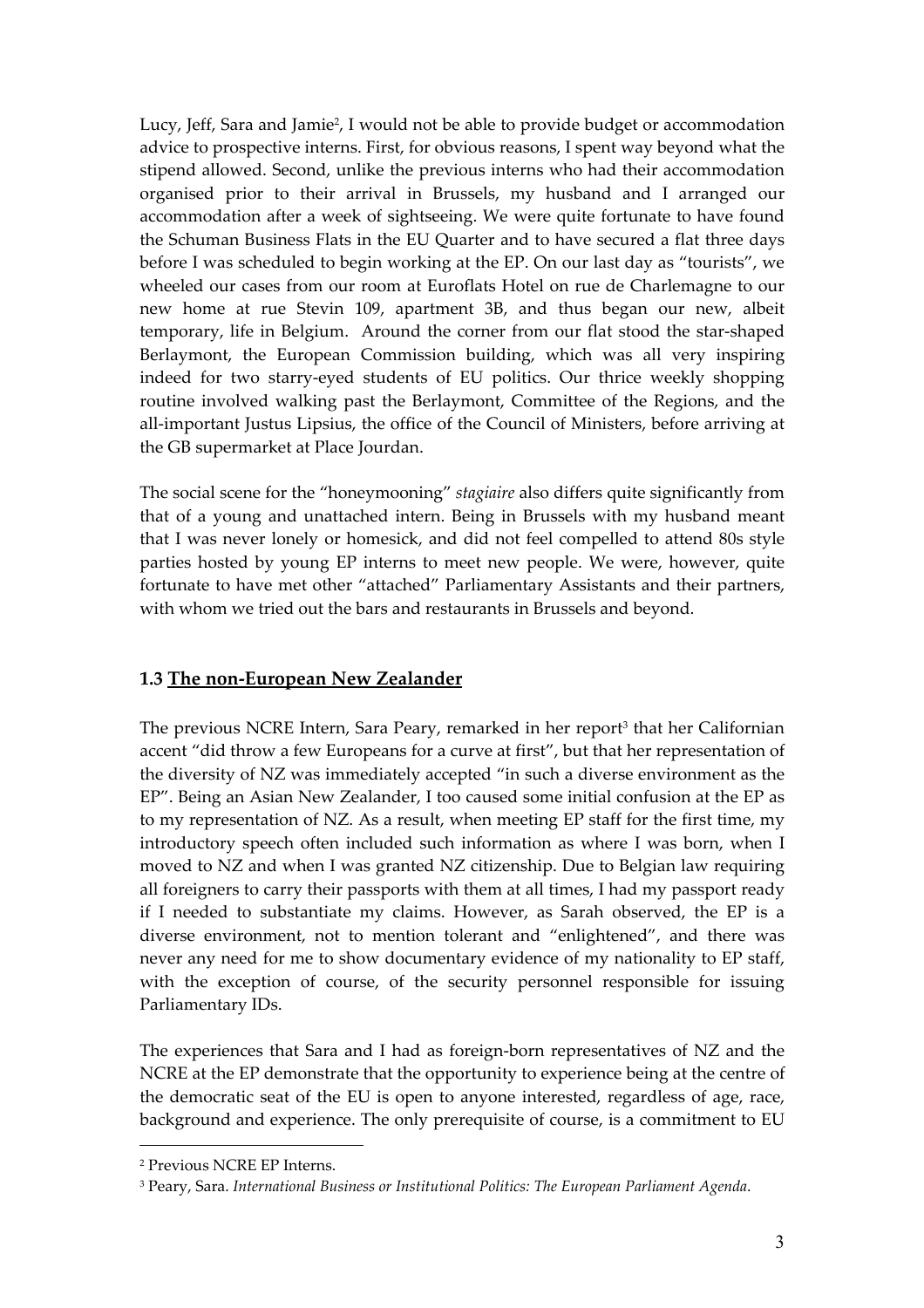Lucy, Jeff, Sara and Jamie[2], I would not be able to provide budget or accommodation advice to prospective interns. First, for obvious reasons, I spent way beyond what the stipend allowed. Second, unlike the previous interns who had their accommodation organised prior to their arrival in Brussels, my husband and I arranged our accommodation after a week of sightseeing. We were quite fortunate to have found the Schuman Business Flats in the EU Quarter and to have secured a flat three days before I was scheduled to begin working at the EP. On our last day as "tourists", we wheeled our cases from our room at Euroflats Hotel on rue de Charlemagne to our new home at rue Stevin 109, apartment 3B, and thus began our new, albeit temporary, life in Belgium. Around the corner from our flat stood the star-shaped Berlaymont, the European Commission building, which was all very inspiring indeed for two starry-eyed students of EU politics. Our thrice weekly shopping routine involved walking past the Berlaymont, Committee of the Regions, and the all-important Justus Lipsius, the office of the Council of Ministers, before arriving at the GB supermarket at Place Jourdan.

The social scene for the "honeymooning" *stagiaire* also differs quite significantly from that of a young and unattached intern. Being in Brussels with my husband meant that I was never lonely or homesick, and did not feel compelled to attend 80s style parties hosted by young EP interns to meet new people. We were, however, quite fortunate to have met other "attached" Parliamentary Assistants and their partners, with whom we tried out the bars and restaurants in Brussels and beyond.

### 1.3 <u>The non-European New Zealander</u>

The previous NCRE Intern, Sara Peary, remarked in her report[3] that her Californian accent "did throw a few Europeans for a curve at first", but that her representation of the diversity of NZ was immediately accepted "in such a diverse environment as the EP". Being an Asian New Zealander, I too caused some initial confusion at the EP as to my representation of NZ. As a result, when meeting EP staff for the first time, my introductory speech often included such information as where I was born, when I moved to NZ and when I was granted NZ citizenship. Due to Belgian law requiring all foreigners to carry their passports with them at all times, I had my passport ready if I needed to substantiate my claims. However, as Sarah observed, the EP is a diverse environment, not to mention tolerant and "enlightened", and there was never any need for me to show documentary evidence of my nationality to EP staff, with the exception of course, of the security personnel responsible for issuing Parliamentary IDs.

The experiences that Sara and I had as foreign-born representatives of NZ and the NCRE at the EP demonstrate that the opportunity to experience being at the centre of the democratic seat of the EU is open to anyone interested, regardless of age, race, background and experience. The only prerequisite of course, is a commitment to EU

---

[2] Previous NCRE EP Interns.

[3] Peary, Sara. *International Business or Institutional Politics: The European Parliament Agenda*.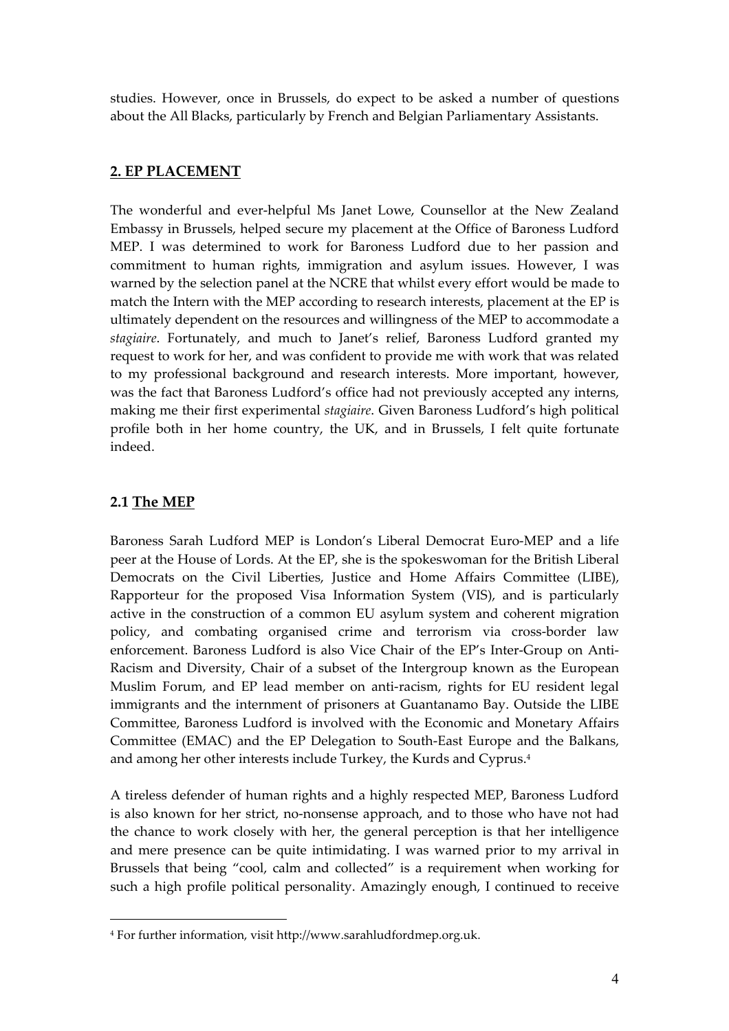studies. However, once in Brussels, do expect to be asked a number of questions about the All Blacks, particularly by French and Belgian Parliamentary Assistants.

## **2. EP PLACEMENT**

The wonderful and ever-helpful Ms Janet Lowe, Counsellor at the New Zealand Embassy in Brussels, helped secure my placement at the Office of Baroness Ludford MEP. I was determined to work for Baroness Ludford due to her passion and commitment to human rights, immigration and asylum issues. However, I was warned by the selection panel at the NCRE that whilst every effort would be made to match the Intern with the MEP according to research interests, placement at the EP is ultimately dependent on the resources and willingness of the MEP to accommodate a *stagiaire*. Fortunately, and much to Janet's relief, Baroness Ludford granted my request to work for her, and was confident to provide me with work that was related to my professional background and research interests. More important, however, was the fact that Baroness Ludford's office had not previously accepted any interns, making me their first experimental *stagiaire*. Given Baroness Ludford's high political profile both in her home country, the UK, and in Brussels, I felt quite fortunate indeed.

### **2.1 The MEP**

Baroness Sarah Ludford MEP is London's Liberal Democrat Euro-MEP and a life peer at the House of Lords. At the EP, she is the spokeswoman for the British Liberal Democrats on the Civil Liberties, Justice and Home Affairs Committee (LIBE), Rapporteur for the proposed Visa Information System (VIS), and is particularly active in the construction of a common EU asylum system and coherent migration policy, and combating organised crime and terrorism via cross-border law enforcement. Baroness Ludford is also Vice Chair of the EP's Inter-Group on Anti-Racism and Diversity, Chair of a subset of the Intergroup known as the European Muslim Forum, and EP lead member on anti-racism, rights for EU resident legal immigrants and the internment of prisoners at Guantanamo Bay. Outside the LIBE Committee, Baroness Ludford is involved with the Economic and Monetary Affairs Committee (EMAC) and the EP Delegation to South-East Europe and the Balkans, and among her other interests include Turkey, the Kurds and Cyprus.[4]

A tireless defender of human rights and a highly respected MEP, Baroness Ludford is also known for her strict, no-nonsense approach, and to those who have not had the chance to work closely with her, the general perception is that her intelligence and mere presence can be quite intimidating. I was warned prior to my arrival in Brussels that being "cool, calm and collected" is a requirement when working for such a high profile political personality. Amazingly enough, I continued to receive

---

[4] For further information, visit http://www.sarahludfordmep.org.uk.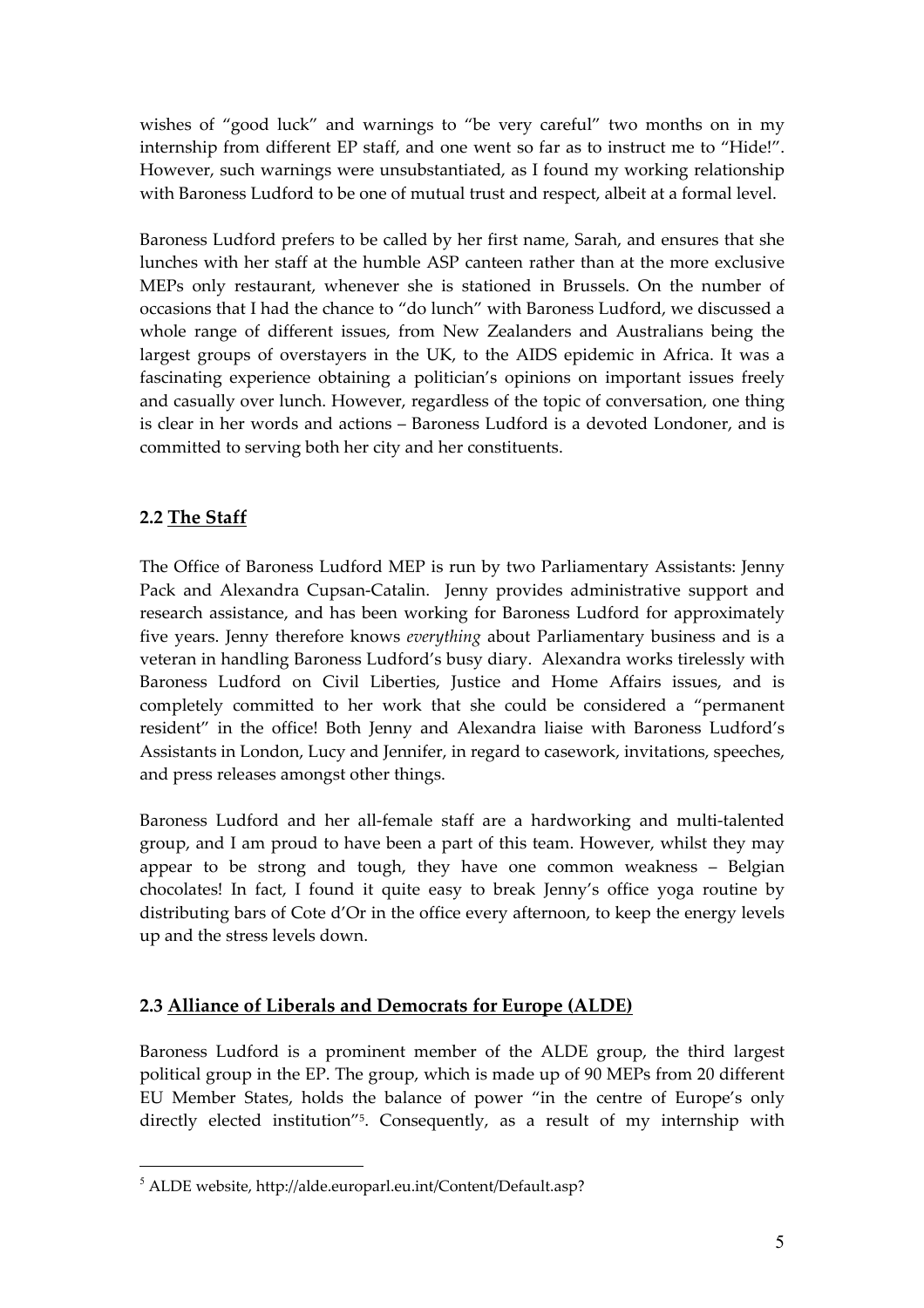wishes of "good luck" and warnings to "be very careful" two months on in my internship from different EP staff, and one went so far as to instruct me to "Hide!". However, such warnings were unsubstantiated, as I found my working relationship with Baroness Ludford to be one of mutual trust and respect, albeit at a formal level.

Baroness Ludford prefers to be called by her first name, Sarah, and ensures that she lunches with her staff at the humble ASP canteen rather than at the more exclusive MEPs only restaurant, whenever she is stationed in Brussels. On the number of occasions that I had the chance to "do lunch" with Baroness Ludford, we discussed a whole range of different issues, from New Zealanders and Australians being the largest groups of overstayers in the UK, to the AIDS epidemic in Africa. It was a fascinating experience obtaining a politician's opinions on important issues freely and casually over lunch. However, regardless of the topic of conversation, one thing is clear in her words and actions – Baroness Ludford is a devoted Londoner, and is committed to serving both her city and her constituents.

### 2.2 The Staff

The Office of Baroness Ludford MEP is run by two Parliamentary Assistants: Jenny Pack and Alexandra Cupsan-Catalin. Jenny provides administrative support and research assistance, and has been working for Baroness Ludford for approximately five years. Jenny therefore knows *everything* about Parliamentary business and is a veteran in handling Baroness Ludford's busy diary. Alexandra works tirelessly with Baroness Ludford on Civil Liberties, Justice and Home Affairs issues, and is completely committed to her work that she could be considered a "permanent resident" in the office! Both Jenny and Alexandra liaise with Baroness Ludford's Assistants in London, Lucy and Jennifer, in regard to casework, invitations, speeches, and press releases amongst other things.

Baroness Ludford and her all-female staff are a hardworking and multi-talented group, and I am proud to have been a part of this team. However, whilst they may appear to be strong and tough, they have one common weakness – Belgian chocolates! In fact, I found it quite easy to break Jenny's office yoga routine by distributing bars of Cote d'Or in the office every afternoon, to keep the energy levels up and the stress levels down.

### 2.3 Alliance of Liberals and Democrats for Europe (ALDE)

Baroness Ludford is a prominent member of the ALDE group, the third largest political group in the EP. The group, which is made up of 90 MEPs from 20 different EU Member States, holds the balance of power "in the centre of Europe's only directly elected institution"[5]. Consequently, as a result of my internship with

---

[5] ALDE website, http://alde.europarl.eu.int/Content/Default.asp?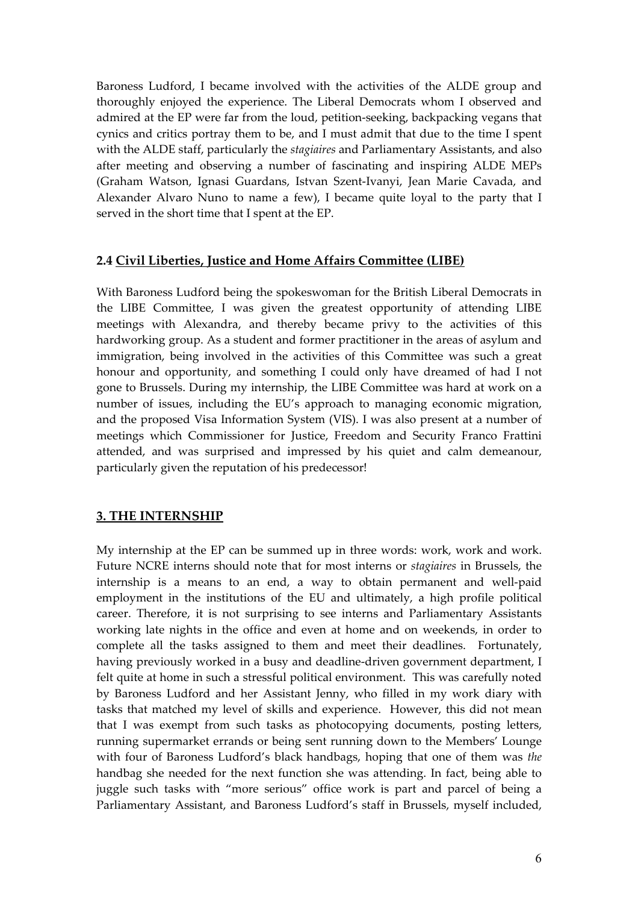Baroness Ludford, I became involved with the activities of the ALDE group and thoroughly enjoyed the experience. The Liberal Democrats whom I observed and admired at the EP were far from the loud, petition-seeking, backpacking vegans that cynics and critics portray them to be, and I must admit that due to the time I spent with the ALDE staff, particularly the *stagiaires* and Parliamentary Assistants, and also after meeting and observing a number of fascinating and inspiring ALDE MEPs (Graham Watson, Ignasi Guardans, Istvan Szent-Ivanyi, Jean Marie Cavada, and Alexander Alvaro Nuno to name a few), I became quite loyal to the party that I served in the short time that I spent at the EP.

### 2.4 Civil Liberties, Justice and Home Affairs Committee (LIBE)

With Baroness Ludford being the spokeswoman for the British Liberal Democrats in the LIBE Committee, I was given the greatest opportunity of attending LIBE meetings with Alexandra, and thereby became privy to the activities of this hardworking group. As a student and former practitioner in the areas of asylum and immigration, being involved in the activities of this Committee was such a great honour and opportunity, and something I could only have dreamed of had I not gone to Brussels. During my internship, the LIBE Committee was hard at work on a number of issues, including the EU's approach to managing economic migration, and the proposed Visa Information System (VIS). I was also present at a number of meetings which Commissioner for Justice, Freedom and Security Franco Frattini attended, and was surprised and impressed by his quiet and calm demeanour, particularly given the reputation of his predecessor!

## 3. THE INTERNSHIP

My internship at the EP can be summed up in three words: work, work and work. Future NCRE interns should note that for most interns or *stagiaires* in Brussels, the internship is a means to an end, a way to obtain permanent and well-paid employment in the institutions of the EU and ultimately, a high profile political career. Therefore, it is not surprising to see interns and Parliamentary Assistants working late nights in the office and even at home and on weekends, in order to complete all the tasks assigned to them and meet their deadlines. Fortunately, having previously worked in a busy and deadline-driven government department, I felt quite at home in such a stressful political environment. This was carefully noted by Baroness Ludford and her Assistant Jenny, who filled in my work diary with tasks that matched my level of skills and experience. However, this did not mean that I was exempt from such tasks as photocopying documents, posting letters, running supermarket errands or being sent running down to the Members' Lounge with four of Baroness Ludford's black handbags, hoping that one of them was *the* handbag she needed for the next function she was attending. In fact, being able to juggle such tasks with "more serious" office work is part and parcel of being a Parliamentary Assistant, and Baroness Ludford's staff in Brussels, myself included,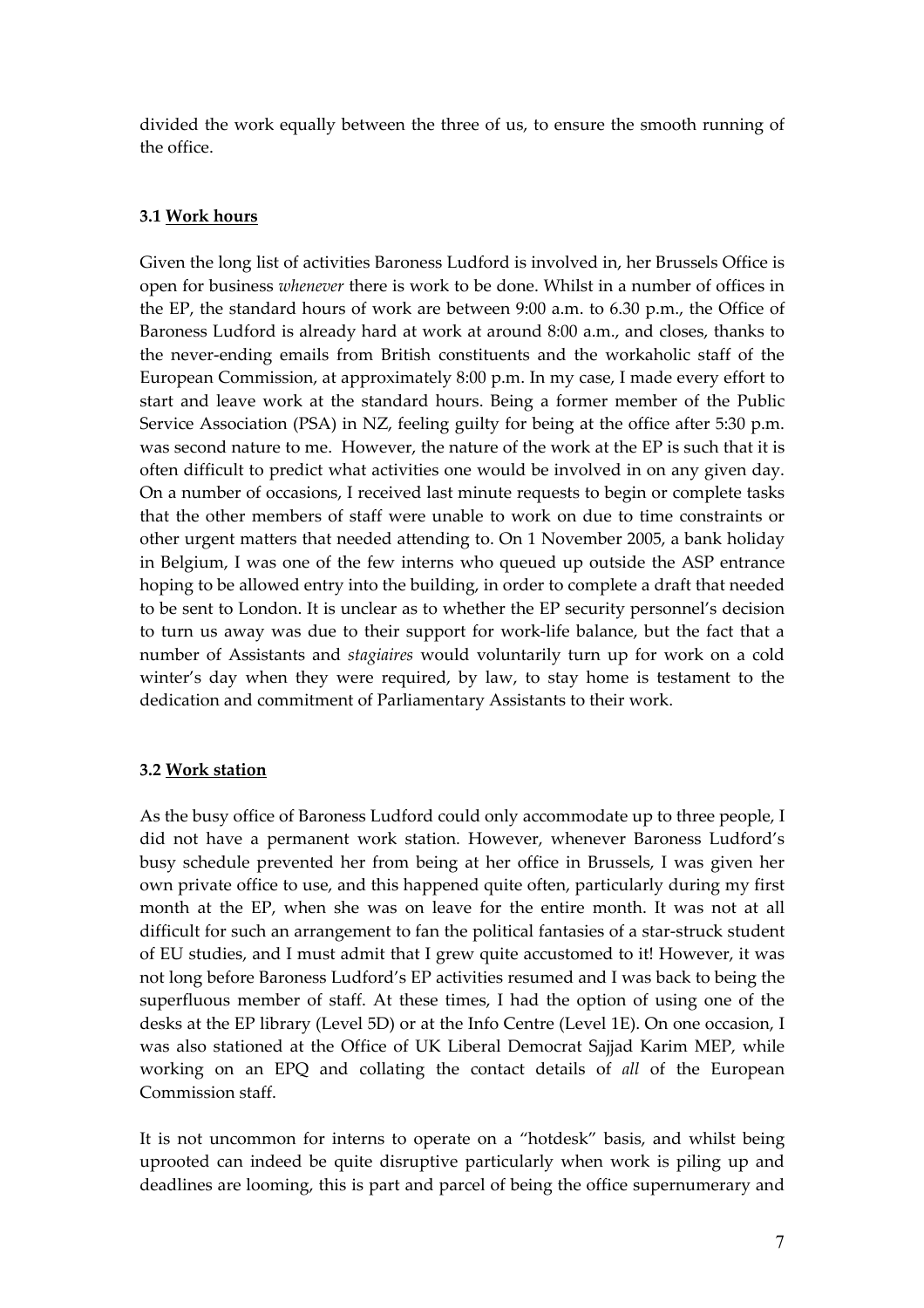divided the work equally between the three of us, to ensure the smooth running of the office.

### 3.1 Work hours

Given the long list of activities Baroness Ludford is involved in, her Brussels Office is open for business *whenever* there is work to be done. Whilst in a number of offices in the EP, the standard hours of work are between 9:00 a.m. to 6.30 p.m., the Office of Baroness Ludford is already hard at work at around 8:00 a.m., and closes, thanks to the never-ending emails from British constituents and the workaholic staff of the European Commission, at approximately 8:00 p.m. In my case, I made every effort to start and leave work at the standard hours. Being a former member of the Public Service Association (PSA) in NZ, feeling guilty for being at the office after 5:30 p.m. was second nature to me. However, the nature of the work at the EP is such that it is often difficult to predict what activities one would be involved in on any given day. On a number of occasions, I received last minute requests to begin or complete tasks that the other members of staff were unable to work on due to time constraints or other urgent matters that needed attending to. On 1 November 2005, a bank holiday in Belgium, I was one of the few interns who queued up outside the ASP entrance hoping to be allowed entry into the building, in order to complete a draft that needed to be sent to London. It is unclear as to whether the EP security personnel's decision to turn us away was due to their support for work-life balance, but the fact that a number of Assistants and *stagiaires* would voluntarily turn up for work on a cold winter's day when they were required, by law, to stay home is testament to the dedication and commitment of Parliamentary Assistants to their work.

### 3.2 Work station

As the busy office of Baroness Ludford could only accommodate up to three people, I did not have a permanent work station. However, whenever Baroness Ludford's busy schedule prevented her from being at her office in Brussels, I was given her own private office to use, and this happened quite often, particularly during my first month at the EP, when she was on leave for the entire month. It was not at all difficult for such an arrangement to fan the political fantasies of a star-struck student of EU studies, and I must admit that I grew quite accustomed to it! However, it was not long before Baroness Ludford's EP activities resumed and I was back to being the superfluous member of staff. At these times, I had the option of using one of the desks at the EP library (Level 5D) or at the Info Centre (Level 1E). On one occasion, I was also stationed at the Office of UK Liberal Democrat Sajjad Karim MEP, while working on an EPQ and collating the contact details of *all* of the European Commission staff.

It is not uncommon for interns to operate on a "hotdesk" basis, and whilst being uprooted can indeed be quite disruptive particularly when work is piling up and deadlines are looming, this is part and parcel of being the office supernumerary and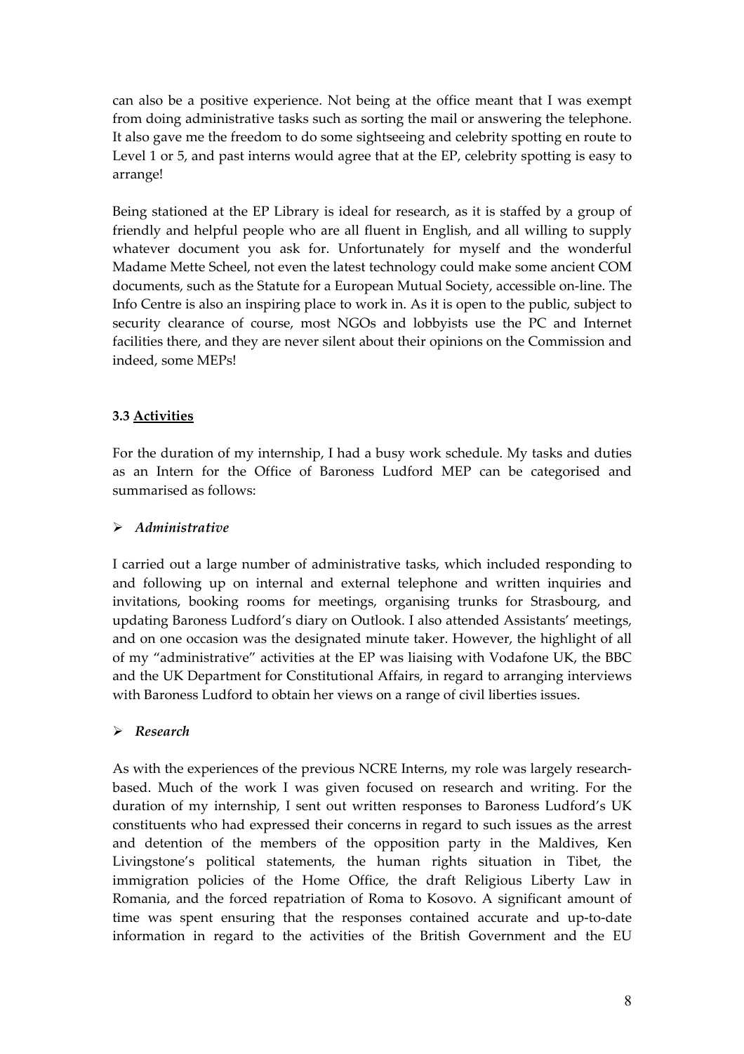can also be a positive experience. Not being at the office meant that I was exempt from doing administrative tasks such as sorting the mail or answering the telephone. It also gave me the freedom to do some sightseeing and celebrity spotting en route to Level 1 or 5, and past interns would agree that at the EP, celebrity spotting is easy to arrange!

Being stationed at the EP Library is ideal for research, as it is staffed by a group of friendly and helpful people who are all fluent in English, and all willing to supply whatever document you ask for. Unfortunately for myself and the wonderful Madame Mette Scheel, not even the latest technology could make some ancient COM documents, such as the Statute for a European Mutual Society, accessible on-line. The Info Centre is also an inspiring place to work in. As it is open to the public, subject to security clearance of course, most NGOs and lobbyists use the PC and Internet facilities there, and they are never silent about their opinions on the Commission and indeed, some MEPs!

### 3.3 Activities

For the duration of my internship, I had a busy work schedule. My tasks and duties as an Intern for the Office of Baroness Ludford MEP can be categorised and summarised as follows:

- ***Administrative***

I carried out a large number of administrative tasks, which included responding to and following up on internal and external telephone and written inquiries and invitations, booking rooms for meetings, organising trunks for Strasbourg, and updating Baroness Ludford's diary on Outlook. I also attended Assistants' meetings, and on one occasion was the designated minute taker. However, the highlight of all of my "administrative" activities at the EP was liaising with Vodafone UK, the BBC and the UK Department for Constitutional Affairs, in regard to arranging interviews with Baroness Ludford to obtain her views on a range of civil liberties issues.

- ***Research***

As with the experiences of the previous NCRE Interns, my role was largely research-based. Much of the work I was given focused on research and writing. For the duration of my internship, I sent out written responses to Baroness Ludford's UK constituents who had expressed their concerns in regard to such issues as the arrest and detention of the members of the opposition party in the Maldives, Ken Livingstone's political statements, the human rights situation in Tibet, the immigration policies of the Home Office, the draft Religious Liberty Law in Romania, and the forced repatriation of Roma to Kosovo. A significant amount of time was spent ensuring that the responses contained accurate and up-to-date information in regard to the activities of the British Government and the EU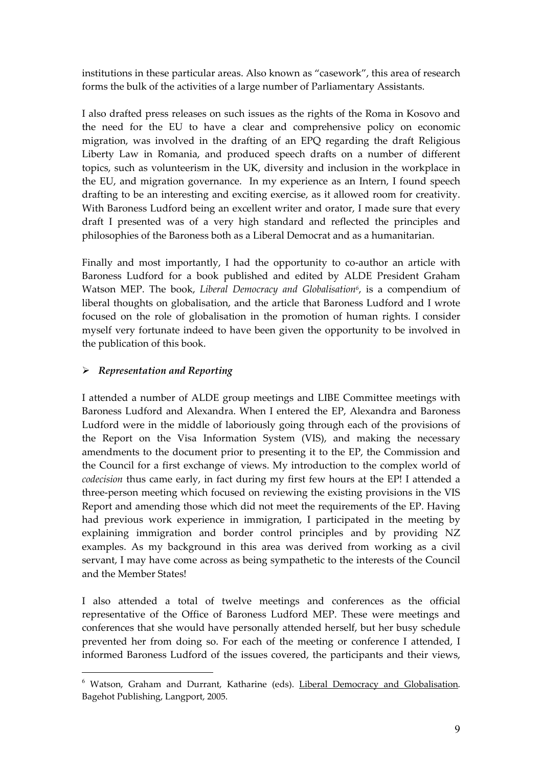institutions in these particular areas. Also known as "casework", this area of research forms the bulk of the activities of a large number of Parliamentary Assistants.

I also drafted press releases on such issues as the rights of the Roma in Kosovo and the need for the EU to have a clear and comprehensive policy on economic migration, was involved in the drafting of an EPQ regarding the draft Religious Liberty Law in Romania, and produced speech drafts on a number of different topics, such as volunteerism in the UK, diversity and inclusion in the workplace in the EU, and migration governance. In my experience as an Intern, I found speech drafting to be an interesting and exciting exercise, as it allowed room for creativity. With Baroness Ludford being an excellent writer and orator, I made sure that every draft I presented was of a very high standard and reflected the principles and philosophies of the Baroness both as a Liberal Democrat and as a humanitarian.

Finally and most importantly, I had the opportunity to co-author an article with Baroness Ludford for a book published and edited by ALDE President Graham Watson MEP. The book, *Liberal Democracy and Globalisation*[6], is a compendium of liberal thoughts on globalisation, and the article that Baroness Ludford and I wrote focused on the role of globalisation in the promotion of human rights. I consider myself very fortunate indeed to have been given the opportunity to be involved in the publication of this book.

- ***Representation and Reporting***

I attended a number of ALDE group meetings and LIBE Committee meetings with Baroness Ludford and Alexandra. When I entered the EP, Alexandra and Baroness Ludford were in the middle of laboriously going through each of the provisions of the Report on the Visa Information System (VIS), and making the necessary amendments to the document prior to presenting it to the EP, the Commission and the Council for a first exchange of views. My introduction to the complex world of *codecision* thus came early, in fact during my first few hours at the EP! I attended a three-person meeting which focused on reviewing the existing provisions in the VIS Report and amending those which did not meet the requirements of the EP. Having had previous work experience in immigration, I participated in the meeting by explaining immigration and border control principles and by providing NZ examples. As my background in this area was derived from working as a civil servant, I may have come across as being sympathetic to the interests of the Council and the Member States!

I also attended a total of twelve meetings and conferences as the official representative of the Office of Baroness Ludford MEP. These were meetings and conferences that she would have personally attended herself, but her busy schedule prevented her from doing so. For each of the meeting or conference I attended, I informed Baroness Ludford of the issues covered, the participants and their views,

---

[6] Watson, Graham and Durrant, Katharine (eds). Liberal Democracy and Globalisation. Bagehot Publishing, Langport, 2005.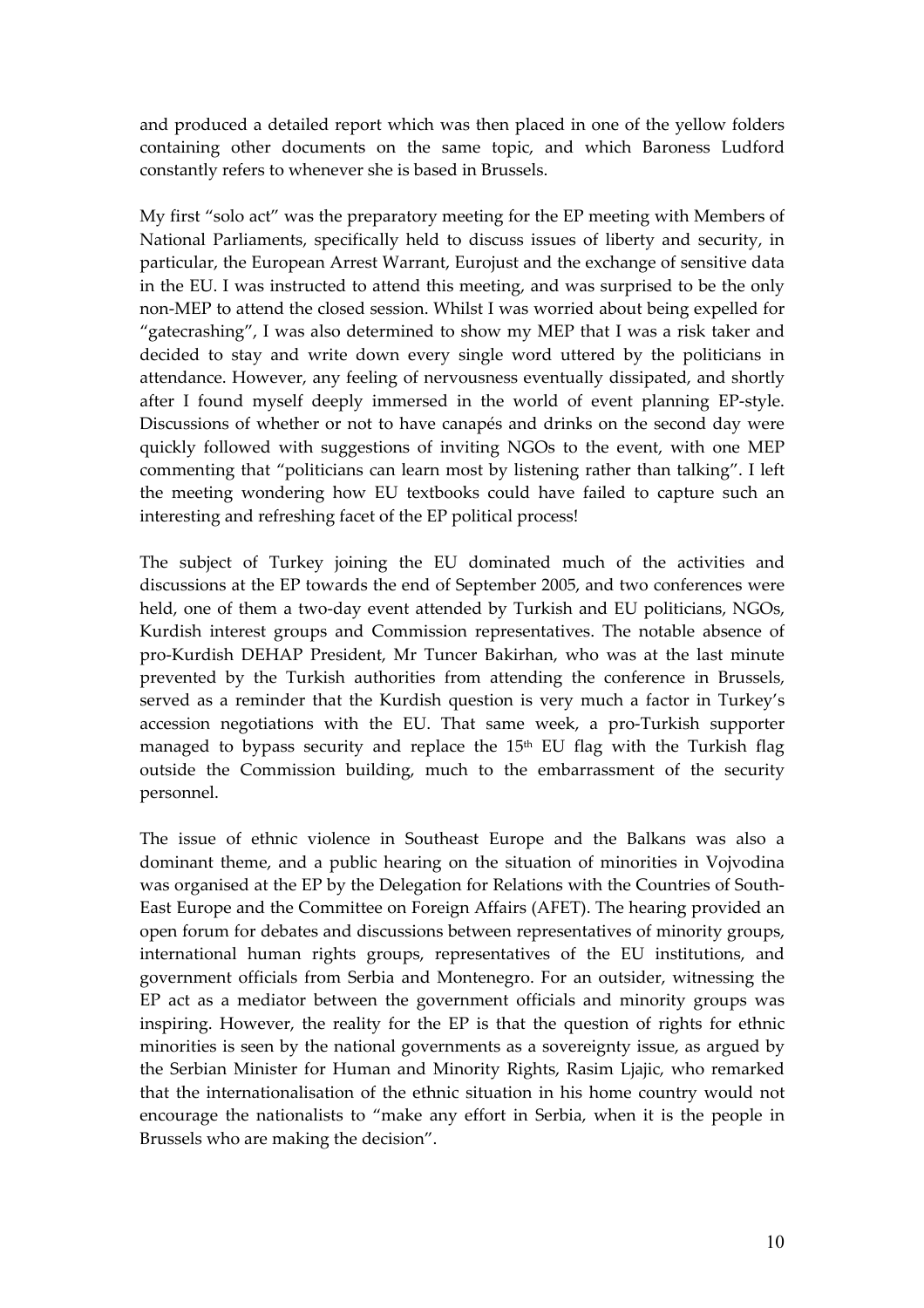and produced a detailed report which was then placed in one of the yellow folders containing other documents on the same topic, and which Baroness Ludford constantly refers to whenever she is based in Brussels.

My first "solo act" was the preparatory meeting for the EP meeting with Members of National Parliaments, specifically held to discuss issues of liberty and security, in particular, the European Arrest Warrant, Eurojust and the exchange of sensitive data in the EU. I was instructed to attend this meeting, and was surprised to be the only non-MEP to attend the closed session. Whilst I was worried about being expelled for "gatecrashing", I was also determined to show my MEP that I was a risk taker and decided to stay and write down every single word uttered by the politicians in attendance. However, any feeling of nervousness eventually dissipated, and shortly after I found myself deeply immersed in the world of event planning EP-style. Discussions of whether or not to have canapés and drinks on the second day were quickly followed with suggestions of inviting NGOs to the event, with one MEP commenting that "politicians can learn most by listening rather than talking". I left the meeting wondering how EU textbooks could have failed to capture such an interesting and refreshing facet of the EP political process!

The subject of Turkey joining the EU dominated much of the activities and discussions at the EP towards the end of September 2005, and two conferences were held, one of them a two-day event attended by Turkish and EU politicians, NGOs, Kurdish interest groups and Commission representatives. The notable absence of pro-Kurdish DEHAP President, Mr Tuncer Bakirhan, who was at the last minute prevented by the Turkish authorities from attending the conference in Brussels, served as a reminder that the Kurdish question is very much a factor in Turkey's accession negotiations with the EU. That same week, a pro-Turkish supporter managed to bypass security and replace the 15th EU flag with the Turkish flag outside the Commission building, much to the embarrassment of the security personnel.

The issue of ethnic violence in Southeast Europe and the Balkans was also a dominant theme, and a public hearing on the situation of minorities in Vojvodina was organised at the EP by the Delegation for Relations with the Countries of South-East Europe and the Committee on Foreign Affairs (AFET). The hearing provided an open forum for debates and discussions between representatives of minority groups, international human rights groups, representatives of the EU institutions, and government officials from Serbia and Montenegro. For an outsider, witnessing the EP act as a mediator between the government officials and minority groups was inspiring. However, the reality for the EP is that the question of rights for ethnic minorities is seen by the national governments as a sovereignty issue, as argued by the Serbian Minister for Human and Minority Rights, Rasim Ljajic, who remarked that the internationalisation of the ethnic situation in his home country would not encourage the nationalists to "make any effort in Serbia, when it is the people in Brussels who are making the decision".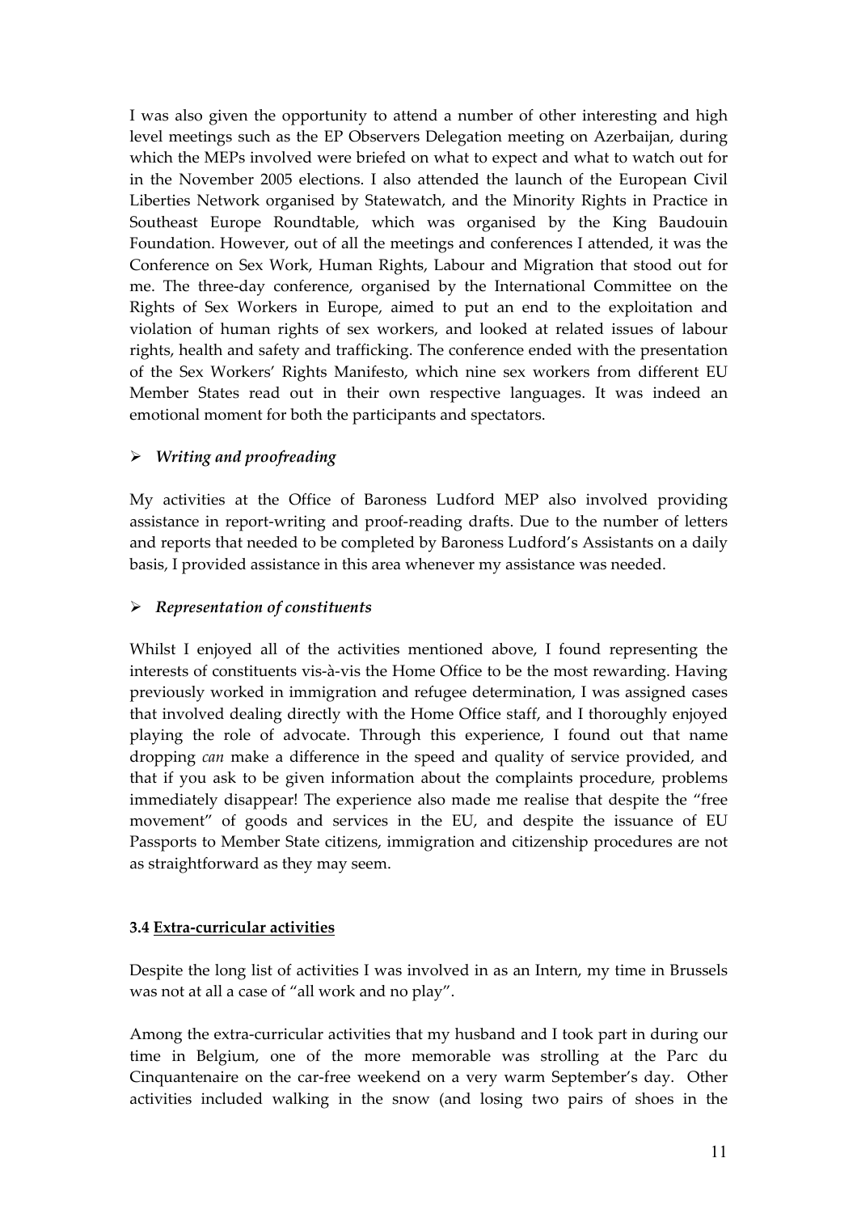I was also given the opportunity to attend a number of other interesting and high level meetings such as the EP Observers Delegation meeting on Azerbaijan, during which the MEPs involved were briefed on what to expect and what to watch out for in the November 2005 elections. I also attended the launch of the European Civil Liberties Network organised by Statewatch, and the Minority Rights in Practice in Southeast Europe Roundtable, which was organised by the King Baudouin Foundation. However, out of all the meetings and conferences I attended, it was the Conference on Sex Work, Human Rights, Labour and Migration that stood out for me. The three-day conference, organised by the International Committee on the Rights of Sex Workers in Europe, aimed to put an end to the exploitation and violation of human rights of sex workers, and looked at related issues of labour rights, health and safety and trafficking. The conference ended with the presentation of the Sex Workers' Rights Manifesto, which nine sex workers from different EU Member States read out in their own respective languages. It was indeed an emotional moment for both the participants and spectators.

- ***Writing and proofreading***

My activities at the Office of Baroness Ludford MEP also involved providing assistance in report-writing and proof-reading drafts. Due to the number of letters and reports that needed to be completed by Baroness Ludford's Assistants on a daily basis, I provided assistance in this area whenever my assistance was needed.

- ***Representation of constituents***

Whilst I enjoyed all of the activities mentioned above, I found representing the interests of constituents vis-à-vis the Home Office to be the most rewarding. Having previously worked in immigration and refugee determination, I was assigned cases that involved dealing directly with the Home Office staff, and I thoroughly enjoyed playing the role of advocate. Through this experience, I found out that name dropping *can* make a difference in the speed and quality of service provided, and that if you ask to be given information about the complaints procedure, problems immediately disappear! The experience also made me realise that despite the "free movement" of goods and services in the EU, and despite the issuance of EU Passports to Member State citizens, immigration and citizenship procedures are not as straightforward as they may seem.

### 3.4 Extra-curricular activities

Despite the long list of activities I was involved in as an Intern, my time in Brussels was not at all a case of "all work and no play".

Among the extra-curricular activities that my husband and I took part in during our time in Belgium, one of the more memorable was strolling at the Parc du Cinquantenaire on the car-free weekend on a very warm September's day. Other activities included walking in the snow (and losing two pairs of shoes in the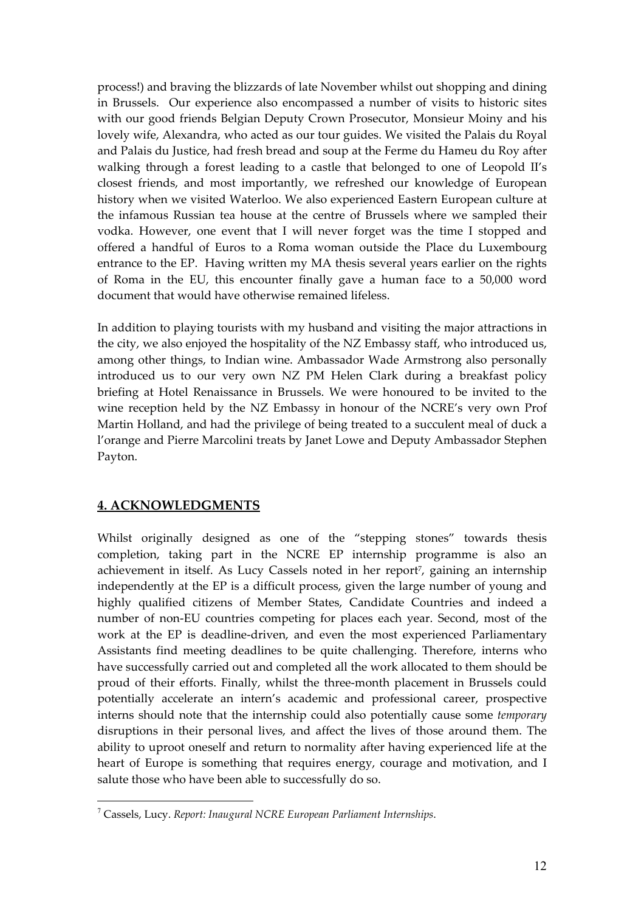process!) and braving the blizzards of late November whilst out shopping and dining in Brussels. Our experience also encompassed a number of visits to historic sites with our good friends Belgian Deputy Crown Prosecutor, Monsieur Moiny and his lovely wife, Alexandra, who acted as our tour guides. We visited the Palais du Royal and Palais du Justice, had fresh bread and soup at the Ferme du Hameu du Roy after walking through a forest leading to a castle that belonged to one of Leopold II's closest friends, and most importantly, we refreshed our knowledge of European history when we visited Waterloo. We also experienced Eastern European culture at the infamous Russian tea house at the centre of Brussels where we sampled their vodka. However, one event that I will never forget was the time I stopped and offered a handful of Euros to a Roma woman outside the Place du Luxembourg entrance to the EP. Having written my MA thesis several years earlier on the rights of Roma in the EU, this encounter finally gave a human face to a 50,000 word document that would have otherwise remained lifeless.

In addition to playing tourists with my husband and visiting the major attractions in the city, we also enjoyed the hospitality of the NZ Embassy staff, who introduced us, among other things, to Indian wine. Ambassador Wade Armstrong also personally introduced us to our very own NZ PM Helen Clark during a breakfast policy briefing at Hotel Renaissance in Brussels. We were honoured to be invited to the wine reception held by the NZ Embassy in honour of the NCRE's very own Prof Martin Holland, and had the privilege of being treated to a succulent meal of duck a l'orange and Pierre Marcolini treats by Janet Lowe and Deputy Ambassador Stephen Payton.

## 4. ACKNOWLEDGMENTS

Whilst originally designed as one of the "stepping stones" towards thesis completion, taking part in the NCRE EP internship programme is also an achievement in itself. As Lucy Cassels noted in her report[7], gaining an internship independently at the EP is a difficult process, given the large number of young and highly qualified citizens of Member States, Candidate Countries and indeed a number of non-EU countries competing for places each year. Second, most of the work at the EP is deadline-driven, and even the most experienced Parliamentary Assistants find meeting deadlines to be quite challenging. Therefore, interns who have successfully carried out and completed all the work allocated to them should be proud of their efforts. Finally, whilst the three-month placement in Brussels could potentially accelerate an intern's academic and professional career, prospective interns should note that the internship could also potentially cause some *temporary* disruptions in their personal lives, and affect the lives of those around them. The ability to uproot oneself and return to normality after having experienced life at the heart of Europe is something that requires energy, courage and motivation, and I salute those who have been able to successfully do so.

[7] Cassels, Lucy. *Report: Inaugural NCRE European Parliament Internships*.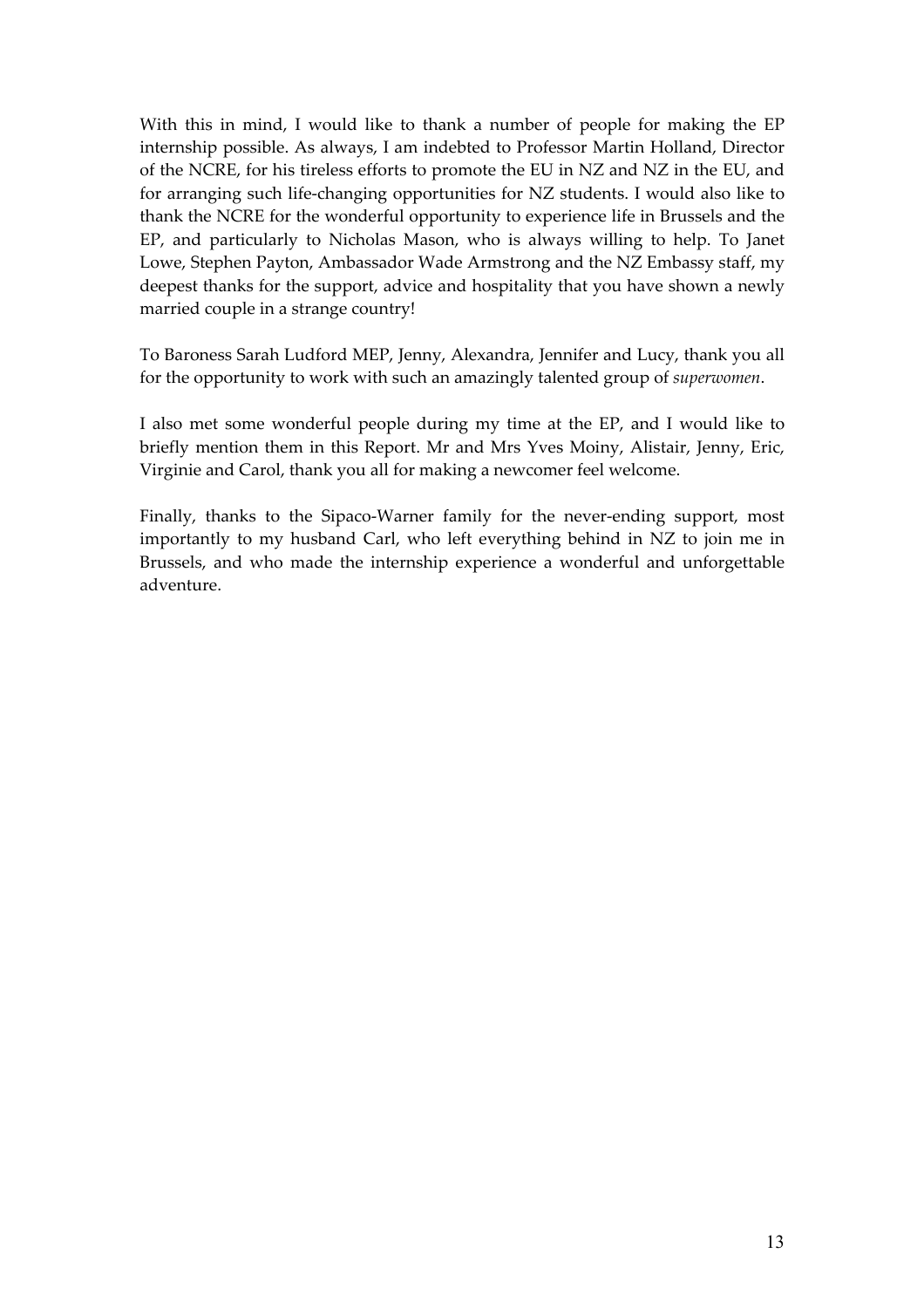With this in mind, I would like to thank a number of people for making the EP internship possible. As always, I am indebted to Professor Martin Holland, Director of the NCRE, for his tireless efforts to promote the EU in NZ and NZ in the EU, and for arranging such life-changing opportunities for NZ students. I would also like to thank the NCRE for the wonderful opportunity to experience life in Brussels and the EP, and particularly to Nicholas Mason, who is always willing to help. To Janet Lowe, Stephen Payton, Ambassador Wade Armstrong and the NZ Embassy staff, my deepest thanks for the support, advice and hospitality that you have shown a newly married couple in a strange country!

To Baroness Sarah Ludford MEP, Jenny, Alexandra, Jennifer and Lucy, thank you all for the opportunity to work with such an amazingly talented group of *superwomen*.

I also met some wonderful people during my time at the EP, and I would like to briefly mention them in this Report. Mr and Mrs Yves Moiny, Alistair, Jenny, Eric, Virginie and Carol, thank you all for making a newcomer feel welcome.

Finally, thanks to the Sipaco-Warner family for the never-ending support, most importantly to my husband Carl, who left everything behind in NZ to join me in Brussels, and who made the internship experience a wonderful and unforgettable adventure.